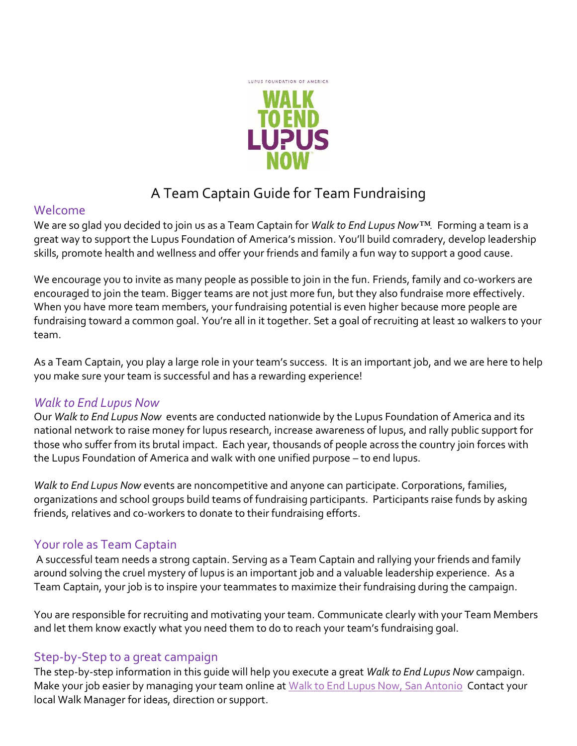# A Team Captain Guide for Team Fundraising

## Welcome

We are so glad you decided to join us as a Team Captain for *Walk to End Lupus Now™*. Forming a team is a great way to support the Lupus Foundation of America's mission. You'll build comradery, develop leadership skills, promote health and wellness and offer your friends and family a fun way to support a good cause.

We encourage you to invite as many people as possible to join in the fun. Friends, family and co-workers are encouraged to join the team. Bigger teams are not just more fun, but they also fundraise more effectively. When you have more team members, your fundraising potential is even higher because more people are fundraising toward a common goal. You're all in it together. Set a goal of recruiting at least 10 walkers to your team.

As a Team Captain, you play a large role in your team's success. It is an important job, and we are here to help you make sure your team is successful and has a rewarding experience!

## *Walk to End Lupus Now*

Our *Walk to End Lupus Now* events are conducted nationwide by the Lupus Foundation of America and its national network to raise money for lupus research, increase awareness of lupus, and rally public support for those who suffer from its brutal impact. Each year, thousands of people across the country join forces with the Lupus Foundation of America and walk with one unified purpose – to end lupus.

*Walk to End Lupus Now* events are noncompetitive and anyone can participate. Corporations, families, organizations and school groups build teams of fundraising participants. Participants raise funds by asking friends, relatives and co-workers to donate to their fundraising efforts.

## Your role as Team Captain

A successful team needs a strong captain. Serving as a Team Captain and rallying your friends and family around solving the cruel mystery of lupus is an important job and a valuable leadership experience. As a Team Captain, your job is to inspire your teammates to maximize their fundraising during the campaign.

You are responsible for recruiting and motivating your team. Communicate clearly with your Team Members and let them know exactly what you need them to do to reach your team's fundraising goal.

## Step-by-Step to a great campaign

The step-by-step information in this guide will help you execute a great *Walk to End Lupus Now* campaign. Make your job easier by managing your team online at Walk to End Lupus Now, San Antonio Contact your local Walk Manager for ideas, direction or support.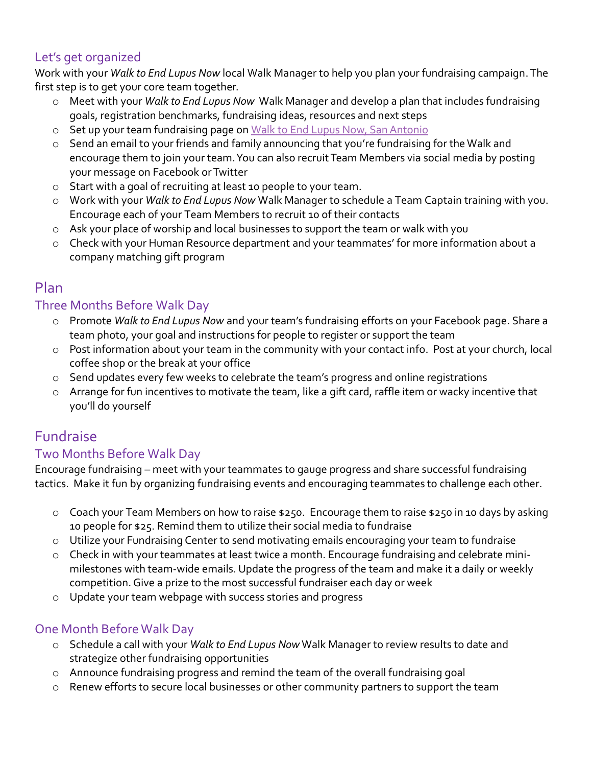## Let's get organized

Work with your *Walk to End Lupus Now* local Walk Manager to help you plan your fundraising campaign. The first step is to get your core team together.

- Meet with your *Walk to End Lupus Now* Walk Manager and develop a plan that includes fundraising goals, registration benchmarks, fundraising ideas, resources and next steps
- Set up your team fundraising page on [Walk to End Lupus Now, San Antonio]()
- Send an email to your friends and family announcing that you're fundraising for the Walk and encourage them to join your team. You can also recruit Team Members via social media by posting your message on Facebook or Twitter
- Start with a goal of recruiting at least 10 people to your team.
- Work with your *Walk to End Lupus Now* Walk Manager to schedule a Team Captain training with you. Encourage each of your Team Members to recruit 10 of their contacts
- Ask your place of worship and local businesses to support the team or walk with you
- Check with your Human Resource department and your teammates' for more information about a company matching gift program

# Plan

## Three Months Before Walk Day

- Promote *Walk to End Lupus Now* and your team's fundraising efforts on your Facebook page. Share a team photo, your goal and instructions for people to register or support the team
- Post information about your team in the community with your contact info. Post at your church, local coffee shop or the break at your office
- Send updates every few weeks to celebrate the team's progress and online registrations
- Arrange for fun incentives to motivate the team, like a gift card, raffle item or wacky incentive that you'll do yourself

# Fundraise

## Two Months Before Walk Day

Encourage fundraising – meet with your teammates to gauge progress and share successful fundraising tactics. Make it fun by organizing fundraising events and encouraging teammates to challenge each other.

- Coach your Team Members on how to raise $250. Encourage them to raise $250 in 10 days by asking 10 people for $25. Remind them to utilize their social media to fundraise
- Utilize your Fundraising Center to send motivating emails encouraging your team to fundraise
- Check in with your teammates at least twice a month. Encourage fundraising and celebrate mini-milestones with team-wide emails. Update the progress of the team and make it a daily or weekly competition. Give a prize to the most successful fundraiser each day or week
- Update your team webpage with success stories and progress

## One Month Before Walk Day

- Schedule a call with your *Walk to End Lupus Now* Walk Manager to review results to date and strategize other fundraising opportunities
- Announce fundraising progress and remind the team of the overall fundraising goal
- Renew efforts to secure local businesses or other community partners to support the team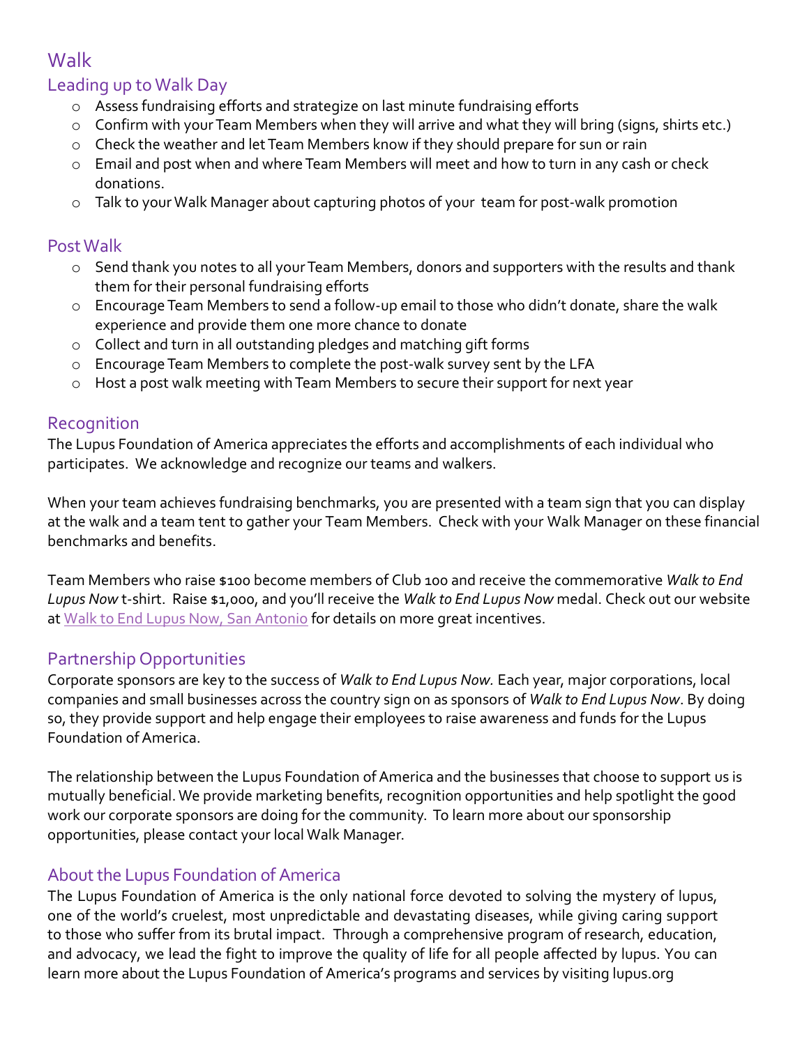# Walk

## Leading up to Walk Day

- Assess fundraising efforts and strategize on last minute fundraising efforts
- Confirm with your Team Members when they will arrive and what they will bring (signs, shirts etc.)
- Check the weather and let Team Members know if they should prepare for sun or rain
- Email and post when and where Team Members will meet and how to turn in any cash or check donations.
- Talk to your Walk Manager about capturing photos of your team for post-walk promotion

## Post Walk

- Send thank you notes to all your Team Members, donors and supporters with the results and thank them for their personal fundraising efforts
- Encourage Team Members to send a follow-up email to those who didn't donate, share the walk experience and provide them one more chance to donate
- Collect and turn in all outstanding pledges and matching gift forms
- Encourage Team Members to complete the post-walk survey sent by the LFA
- Host a post walk meeting with Team Members to secure their support for next year

## Recognition

The Lupus Foundation of America appreciates the efforts and accomplishments of each individual who participates. We acknowledge and recognize our teams and walkers.

When your team achieves fundraising benchmarks, you are presented with a team sign that you can display at the walk and a team tent to gather your Team Members. Check with your Walk Manager on these financial benchmarks and benefits.

Team Members who raise $100 become members of Club 100 and receive the commemorative *Walk to End Lupus Now* t-shirt. Raise $1,000, and you'll receive the *Walk to End Lupus Now* medal. Check out our website at [Walk to End Lupus Now, San Antonio]() for details on more great incentives.

## Partnership Opportunities

Corporate sponsors are key to the success of *Walk to End Lupus Now.* Each year, major corporations, local companies and small businesses across the country sign on as sponsors of *Walk to End Lupus Now*. By doing so, they provide support and help engage their employees to raise awareness and funds for the Lupus Foundation of America.

The relationship between the Lupus Foundation of America and the businesses that choose to support us is mutually beneficial. We provide marketing benefits, recognition opportunities and help spotlight the good work our corporate sponsors are doing for the community. To learn more about our sponsorship opportunities, please contact your local Walk Manager.

## About the Lupus Foundation of America

The Lupus Foundation of America is the only national force devoted to solving the mystery of lupus, one of the world's cruelest, most unpredictable and devastating diseases, while giving caring support to those who suffer from its brutal impact. Through a comprehensive program of research, education, and advocacy, we lead the fight to improve the quality of life for all people affected by lupus. You can learn more about the Lupus Foundation of America's programs and services by visiting lupus.org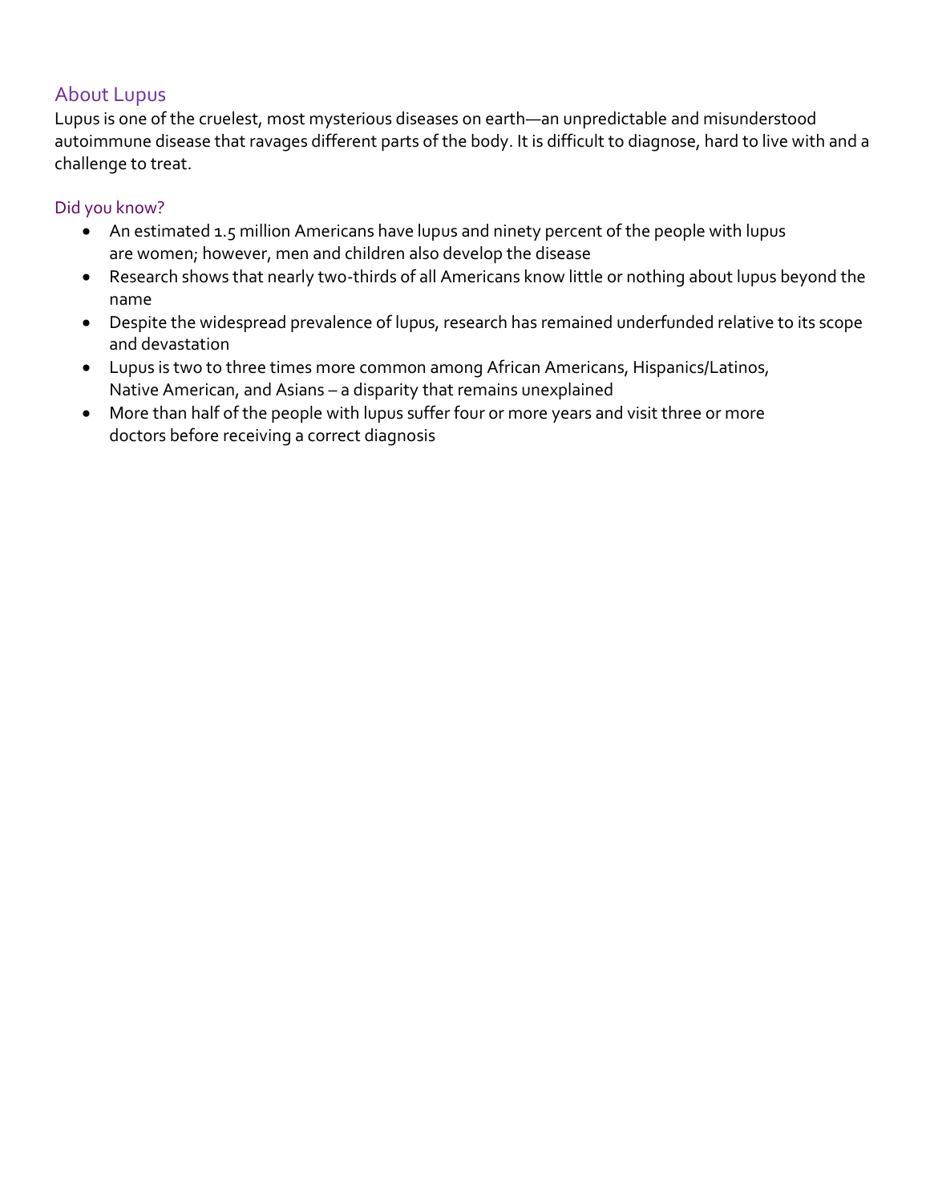## About Lupus

Lupus is one of the cruelest, most mysterious diseases on earth—an unpredictable and misunderstood autoimmune disease that ravages different parts of the body. It is difficult to diagnose, hard to live with and a challenge to treat.

### Did you know?

- An estimated 1.5 million Americans have lupus and ninety percent of the people with lupus are women; however, men and children also develop the disease
- Research shows that nearly two-thirds of all Americans know little or nothing about lupus beyond the name
- Despite the widespread prevalence of lupus, research has remained underfunded relative to its scope and devastation
- Lupus is two to three times more common among African Americans, Hispanics/Latinos, Native American, and Asians – a disparity that remains unexplained
- More than half of the people with lupus suffer four or more years and visit three or more doctors before receiving a correct diagnosis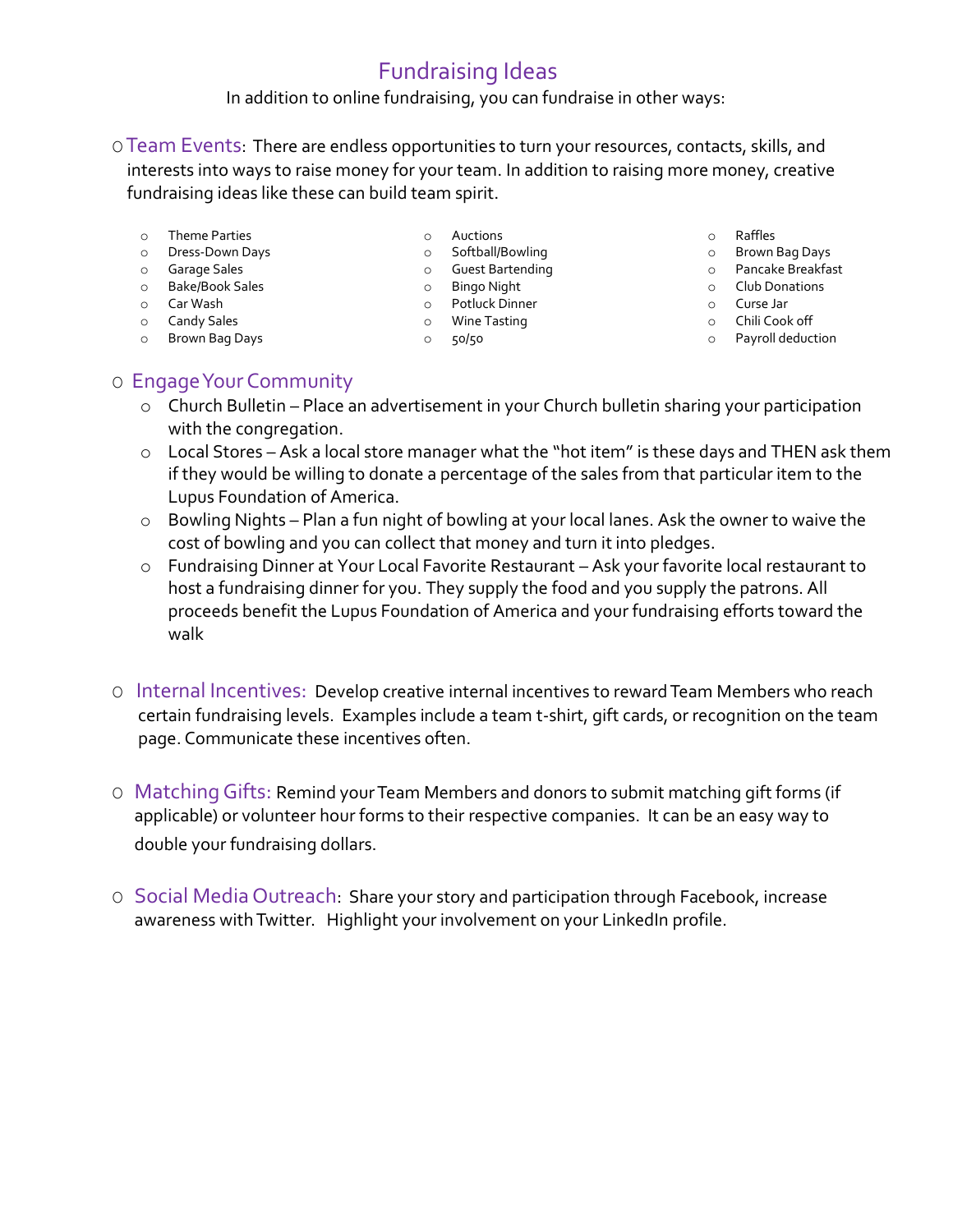# Fundraising Ideas

In addition to online fundraising, you can fundraise in other ways:

- **Team Events**: There are endless opportunities to turn your resources, contacts, skills, and interests into ways to raise money for your team. In addition to raising more money, creative fundraising ideas like these can build team spirit.
    - Theme Parties
    - Dress-Down Days
    - Garage Sales
    - Bake/Book Sales
    - Car Wash
    - Candy Sales
    - Brown Bag Days
    - Auctions
    - Softball/Bowling
    - Guest Bartending
    - Bingo Night
    - Potluck Dinner
    - Wine Tasting
    - 50/50
    - Raffles
    - Brown Bag Days
    - Pancake Breakfast
    - Club Donations
    - Curse Jar
    - Chili Cook off
    - Payroll deduction

- **Engage Your Community**
    - Church Bulletin – Place an advertisement in your Church bulletin sharing your participation with the congregation.
    - Local Stores – Ask a local store manager what the "hot item" is these days and THEN ask them if they would be willing to donate a percentage of the sales from that particular item to the Lupus Foundation of America.
    - Bowling Nights – Plan a fun night of bowling at your local lanes. Ask the owner to waive the cost of bowling and you can collect that money and turn it into pledges.
    - Fundraising Dinner at Your Local Favorite Restaurant – Ask your favorite local restaurant to host a fundraising dinner for you. They supply the food and you supply the patrons. All proceeds benefit the Lupus Foundation of America and your fundraising efforts toward the walk

- **Internal Incentives:** Develop creative internal incentives to reward Team Members who reach certain fundraising levels. Examples include a team t-shirt, gift cards, or recognition on the team page. Communicate these incentives often.

- **Matching Gifts:** Remind your Team Members and donors to submit matching gift forms (if applicable) or volunteer hour forms to their respective companies. It can be an easy way to double your fundraising dollars.

- **Social Media Outreach**: Share your story and participation through Facebook, increase awareness with Twitter. Highlight your involvement on your LinkedIn profile.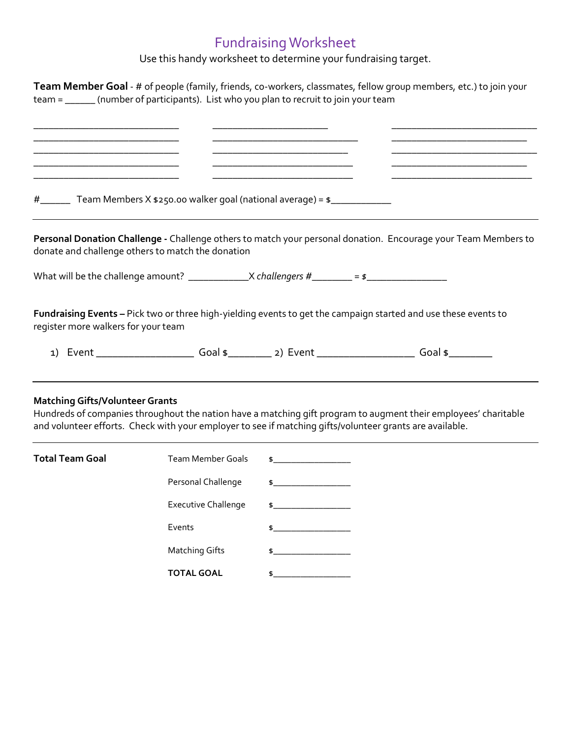# Fundraising Worksheet

Use this handy worksheet to determine your fundraising target.

**Team Member Goal** - # of people (family, friends, co-workers, classmates, fellow group members, etc.) to join your team = ______ (number of participants). List who you plan to recruit to join your team

| | | |
|---|---|---|
| ____________________________ | ______________________ | ____________________________ |
| ____________________________ | ____________________________ | __________________________ |
| ____________________________ | __________________________ | ____________________________ |
| ____________________________ | ___________________________ | __________________________ |
| ____________________________ | ___________________________ | ___________________________ |

#______ Team Members X $250.00 walker goal (national average) = $____________

---

**Personal Donation Challenge -** Challenge others to match your personal donation. Encourage your Team Members to donate and challenge others to match the donation

What will be the challenge amount? ____________X *challengers #*________ = $________________

**Fundraising Events –** Pick two or three high-yielding events to get the campaign started and use these events to register more walkers for your team

1) Event __________________ Goal $________ 2) Event __________________ Goal $________

---

**Matching Gifts/Volunteer Grants**

Hundreds of companies throughout the nation have a matching gift program to augment their employees' charitable and volunteer efforts. Check with your employer to see if matching gifts/volunteer grants are available.

---

| | | |
|---|---|---|
| **Total Team Goal** | Team Member Goals | $________________ |
| | Personal Challenge | $________________ |
| | Executive Challenge | $________________ |
| | Events | $________________ |
| | Matching Gifts | $________________ |
| | **TOTAL GOAL** | $________________ |